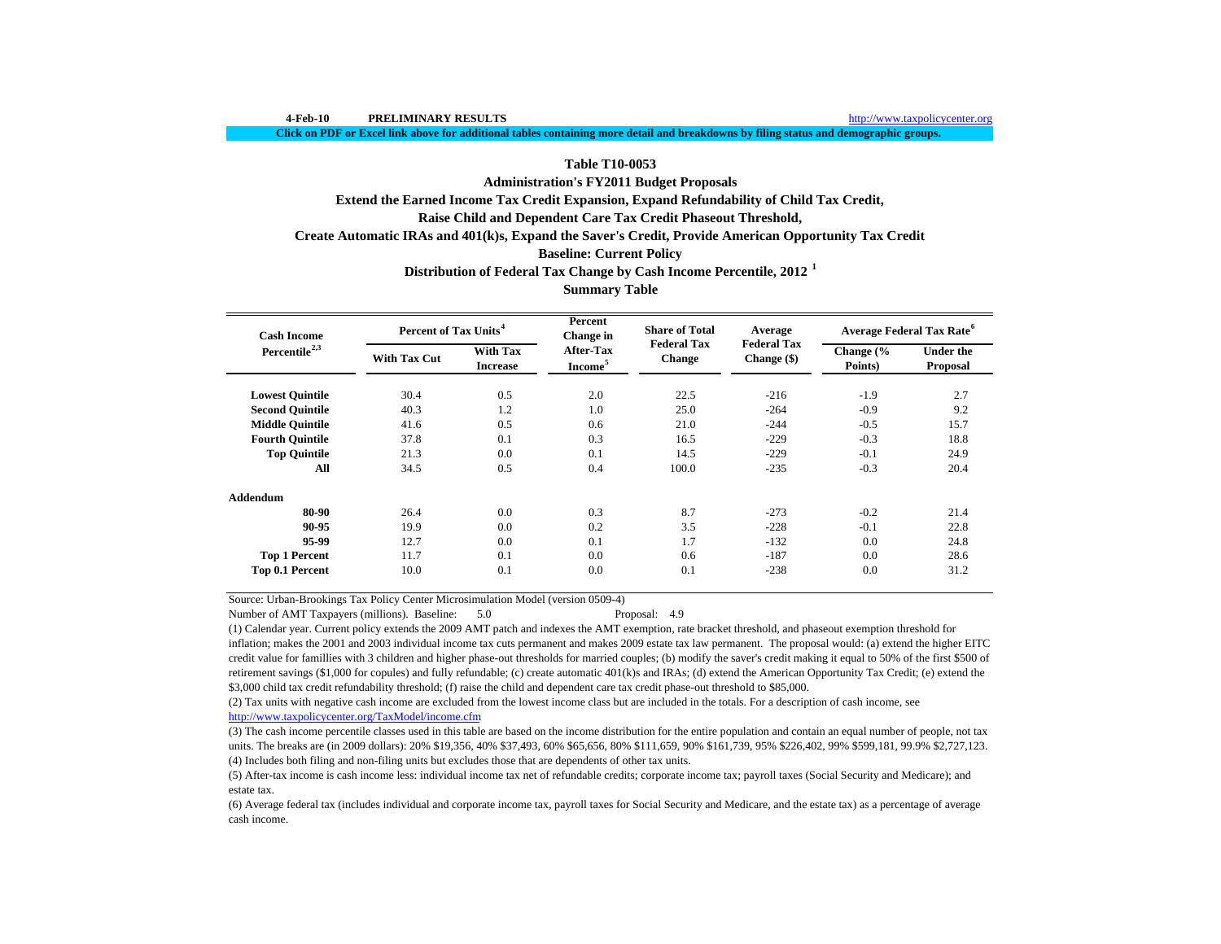4-Feb-10 **PRELIMINARY RESULTS** http://www.taxpolicycenter.org

**Click on PDF or Excel link above for additional tables containing more detail and breakdowns by filing status and demographic groups.**

## Table T10-0053

### Administration's FY2011 Budget Proposals

### Extend the Earned Income Tax Credit Expansion, Expand Refundability of Child Tax Credit, Raise Child and Dependent Care Tax Credit Phaseout Threshold, Create Automatic IRAs and 401(k)s, Expand the Saver's Credit, Provide American Opportunity Tax Credit

### Baseline: Current Policy

### Distribution of Federal Tax Change by Cash Income Percentile, 2012 [1]

### Summary Table

| Cash Income Percentile[2,3] | Percent of Tax Units[4] | | Percent Change in After-Tax Income[5] | Share of Total Federal Tax Change | Average Federal Tax Change ($) | Average Federal Tax Rate[6] | |
|---|---|---|---|---|---|---|---|
| | With Tax Cut | With Tax Increase | | | | Change (% Points) | Under the Proposal |
| **Lowest Quintile** | 30.4 | 0.5 | 2.0 | 22.5 | -216 | -1.9 | 2.7 |
| **Second Quintile** | 40.3 | 1.2 | 1.0 | 25.0 | -264 | -0.9 | 9.2 |
| **Middle Quintile** | 41.6 | 0.5 | 0.6 | 21.0 | -244 | -0.5 | 15.7 |
| **Fourth Quintile** | 37.8 | 0.1 | 0.3 | 16.5 | -229 | -0.3 | 18.8 |
| **Top Quintile** | 21.3 | 0.0 | 0.1 | 14.5 | -229 | -0.1 | 24.9 |
| **All** | 34.5 | 0.5 | 0.4 | 100.0 | -235 | -0.3 | 20.4 |
| **Addendum** | | | | | | | |
| **80-90** | 26.4 | 0.0 | 0.3 | 8.7 | -273 | -0.2 | 21.4 |
| **90-95** | 19.9 | 0.0 | 0.2 | 3.5 | -228 | -0.1 | 22.8 |
| **95-99** | 12.7 | 0.0 | 0.1 | 1.7 | -132 | 0.0 | 24.8 |
| **Top 1 Percent** | 11.7 | 0.1 | 0.0 | 0.6 | -187 | 0.0 | 28.6 |
| **Top 0.1 Percent** | 10.0 | 0.1 | 0.0 | 0.1 | -238 | 0.0 | 31.2 |

Source: Urban-Brookings Tax Policy Center Microsimulation Model (version 0509-4)

Number of AMT Taxpayers (millions). Baseline: 5.0 Proposal: 4.9

(1) Calendar year. Current policy extends the 2009 AMT patch and indexes the AMT exemption, rate bracket threshold, and phaseout exemption threshold for inflation; makes the 2001 and 2003 individual income tax cuts permanent and makes 2009 estate tax law permanent. The proposal would: (a) extend the higher EITC credit value for famillies with 3 children and higher phase-out thresholds for married couples; (b) modify the saver's credit making it equal to 50% of the first $500 of retirement savings ($1,000 for copules) and fully refundable; (c) create automatic 401(k)s and IRAs; (d) extend the American Opportunity Tax Credit; (e) extend the $3,000 child tax credit refundability threshold; (f) raise the child and dependent care tax credit phase-out threshold to $85,000.

(2) Tax units with negative cash income are excluded from the lowest income class but are included in the totals. For a description of cash income, see http://www.taxpolicycenter.org/TaxModel/income.cfm

(3) The cash income percentile classes used in this table are based on the income distribution for the entire population and contain an equal number of people, not tax units. The breaks are (in 2009 dollars): 20% $19,356, 40% $37,493, 60% $65,656, 80% $111,659, 90% $161,739, 95% $226,402, 99% $599,181, 99.9% $2,727,123.

(4) Includes both filing and non-filing units but excludes those that are dependents of other tax units.

(5) After-tax income is cash income less: individual income tax net of refundable credits; corporate income tax; payroll taxes (Social Security and Medicare); and estate tax.

(6) Average federal tax (includes individual and corporate income tax, payroll taxes for Social Security and Medicare, and the estate tax) as a percentage of average cash income.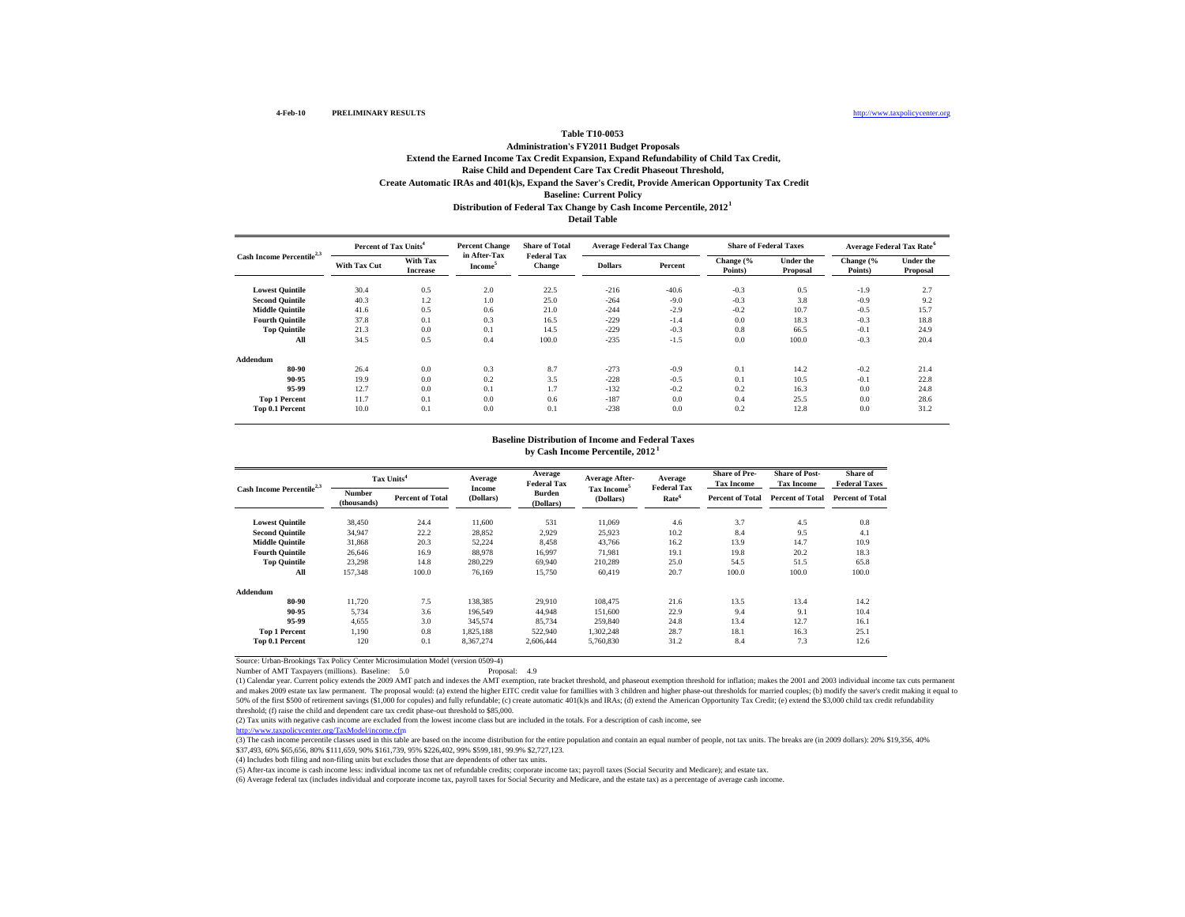4-Feb-10 **PRELIMINARY RESULTS** http://www.taxpolicycenter.org

**Table T10-0053**

**Administration's FY2011 Budget Proposals**

**Extend the Earned Income Tax Credit Expansion, Expand Refundability of Child Tax Credit,**

**Raise Child and Dependent Care Tax Credit Phaseout Threshold,**

**Create Automatic IRAs and 401(k)s, Expand the Saver's Credit, Provide American Opportunity Tax Credit**

**Baseline: Current Policy**

**Distribution of Federal Tax Change by Cash Income Percentile, 2012[1]**

**Detail Table**

| Cash Income Percentile[2,3] | Percent of Tax Units[4] | | Percent Change in After-Tax Income[5] | Share of Total Federal Tax Change | Average Federal Tax Change | | Share of Federal Taxes | | Average Federal Tax Rate[6] | |
|---|---|---|---|---|---|---|---|---|---|---|
| | With Tax Cut | With Tax Increase | | | Dollars | Percent | Change (% Points) | Under the Proposal | Change (% Points) | Under the Proposal |
| **Lowest Quintile** | 30.4 | 0.5 | 2.0 | 22.5 | -216 | -40.6 | -0.3 | 0.5 | -1.9 | 2.7 |
| **Second Quintile** | 40.3 | 1.2 | 1.0 | 25.0 | -264 | -9.0 | -0.3 | 3.8 | -0.9 | 9.2 |
| **Middle Quintile** | 41.6 | 0.5 | 0.6 | 21.0 | -244 | -2.9 | -0.2 | 10.7 | -0.5 | 15.7 |
| **Fourth Quintile** | 37.8 | 0.1 | 0.3 | 16.5 | -229 | -1.4 | 0.0 | 18.3 | -0.3 | 18.8 |
| **Top Quintile** | 21.3 | 0.0 | 0.1 | 14.5 | -229 | -0.3 | 0.8 | 66.5 | -0.1 | 24.9 |
| **All** | 34.5 | 0.5 | 0.4 | 100.0 | -235 | -1.5 | 0.0 | 100.0 | -0.3 | 20.4 |
| **Addendum** | | | | | | | | | | |
| **80-90** | 26.4 | 0.0 | 0.3 | 8.7 | -273 | -0.9 | 0.1 | 14.2 | -0.2 | 21.4 |
| **90-95** | 19.9 | 0.0 | 0.2 | 3.5 | -228 | -0.5 | 0.1 | 10.5 | -0.1 | 22.8 |
| **95-99** | 12.7 | 0.0 | 0.1 | 1.7 | -132 | -0.2 | 0.2 | 16.3 | 0.0 | 24.8 |
| **Top 1 Percent** | 11.7 | 0.1 | 0.0 | 0.6 | -187 | 0.0 | 0.4 | 25.5 | 0.0 | 28.6 |
| **Top 0.1 Percent** | 10.0 | 0.1 | 0.0 | 0.1 | -238 | 0.0 | 0.2 | 12.8 | 0.0 | 31.2 |

**Baseline Distribution of Income and Federal Taxes**

**by Cash Income Percentile, 2012[1]**

| Cash Income Percentile[2,3] | Tax Units[4] | | Average Income (Dollars) | Average Federal Tax Burden (Dollars) | Average After-Tax Income[5] (Dollars) | Average Federal Tax Rate[6] | Share of Pre-Tax Income | Share of Post-Tax Income | Share of Federal Taxes |
|---|---|---|---|---|---|---|---|---|---|
| | Number (thousands) | Percent of Total | | | | | Percent of Total | Percent of Total | Percent of Total |
| **Lowest Quintile** | 38,450 | 24.4 | 11,600 | 531 | 11,069 | 4.6 | 3.7 | 4.5 | 0.8 |
| **Second Quintile** | 34,947 | 22.2 | 28,852 | 2,929 | 25,923 | 10.2 | 8.4 | 9.5 | 4.1 |
| **Middle Quintile** | 31,868 | 20.3 | 52,224 | 8,458 | 43,766 | 16.2 | 13.9 | 14.7 | 10.9 |
| **Fourth Quintile** | 26,646 | 16.9 | 88,978 | 16,997 | 71,981 | 19.1 | 19.8 | 20.2 | 18.3 |
| **Top Quintile** | 23,298 | 14.8 | 280,229 | 69,940 | 210,289 | 25.0 | 54.5 | 51.5 | 65.8 |
| **All** | 157,348 | 100.0 | 76,169 | 15,750 | 60,419 | 20.7 | 100.0 | 100.0 | 100.0 |
| **Addendum** | | | | | | | | | |
| **80-90** | 11,720 | 7.5 | 138,385 | 29,910 | 108,475 | 21.6 | 13.5 | 13.4 | 14.2 |
| **90-95** | 5,734 | 3.6 | 196,549 | 44,948 | 151,600 | 22.9 | 9.4 | 9.1 | 10.4 |
| **95-99** | 4,655 | 3.0 | 345,574 | 85,734 | 259,840 | 24.8 | 13.4 | 12.7 | 16.1 |
| **Top 1 Percent** | 1,190 | 0.8 | 1,825,188 | 522,940 | 1,302,248 | 28.7 | 18.1 | 16.3 | 25.1 |
| **Top 0.1 Percent** | 120 | 0.1 | 8,367,274 | 2,606,444 | 5,760,830 | 31.2 | 8.4 | 7.3 | 12.6 |

Source: Urban-Brookings Tax Policy Center Microsimulation Model (version 0509-4)

Number of AMT Taxpayers (millions). Baseline: 5.0 Proposal: 4.9

(1) Calendar year. Current policy extends the 2009 AMT patch and indexes the AMT exemption, rate bracket threshold, and phaseout exemption threshold for inflation; makes the 2001 and 2003 individual income tax cuts permanent and makes 2009 estate tax law permanent. The proposal would: (a) extend the higher EITC credit value for famillies with 3 children and higher phase-out thresholds for married couples; (b) modify the saver's credit making it equal to 50% of the first $500 of retirement savings ($1,000 for copules) and fully refundable; (c) create automatic 401(k)s and IRAs; (d) extend the American Opportunity Tax Credit; (e) extend the $3,000 child tax credit refundability threshold; (f) raise the child and dependent care tax credit phase-out threshold to $85,000.

(2) Tax units with negative cash income are excluded from the lowest income class but are included in the totals. For a description of cash income, see http://www.taxpolicycenter.org/TaxModel/income.cfm

(3) The cash income percentile classes used in this table are based on the income distribution for the entire population and contain an equal number of people, not tax units. The breaks are (in 2009 dollars): 20% $19,356, 40% $37,493, 60% $65,656, 80% $111,659, 90% $161,739, 95% $226,402, 99% $599,181, 99.9% $2,727,123.

(4) Includes both filing and non-filing units but excludes those that are dependents of other tax units.

(5) After-tax income is cash income less: individual income tax net of refundable credits; corporate income tax; payroll taxes (Social Security and Medicare); and estate tax.

(6) Average federal tax (includes individual and corporate income tax, payroll taxes for Social Security and Medicare, and the estate tax) as a percentage of average cash income.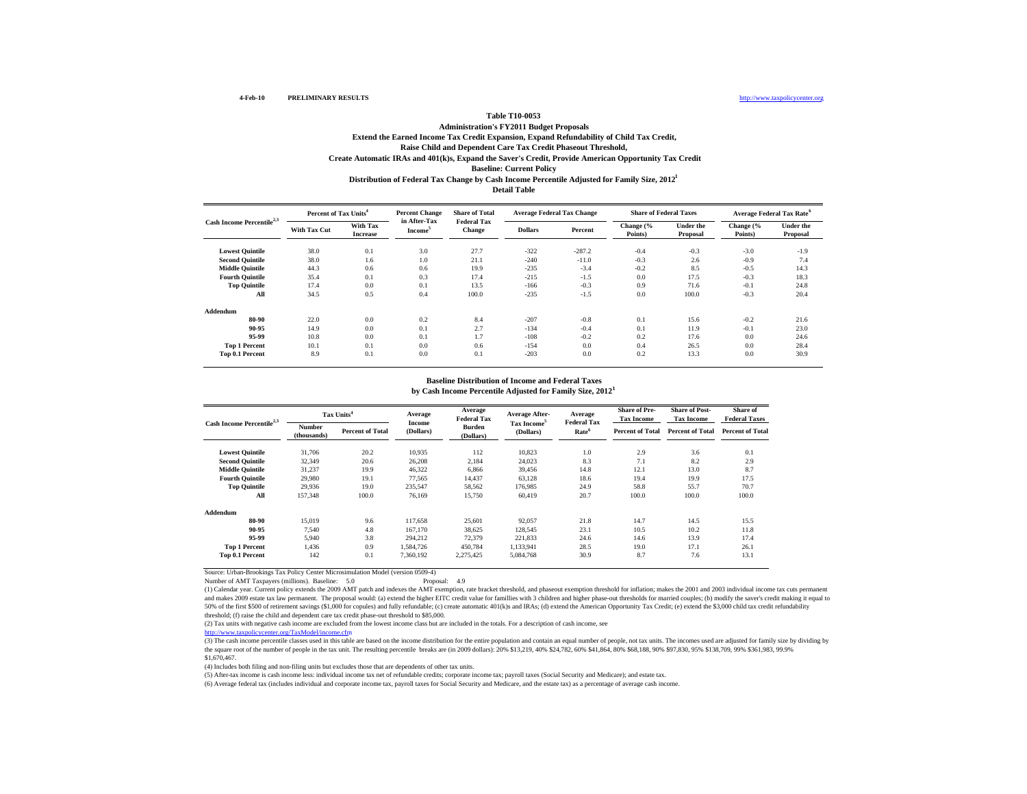4-Feb-10 **PRELIMINARY RESULTS** http://www.taxpolicycenter.org

**Table T10-0053**

**Administration's FY2011 Budget Proposals**

**Extend the Earned Income Tax Credit Expansion, Expand Refundability of Child Tax Credit,**

**Raise Child and Dependent Care Tax Credit Phaseout Threshold,**

**Create Automatic IRAs and 401(k)s, Expand the Saver's Credit, Provide American Opportunity Tax Credit**

**Baseline: Current Policy**

**Distribution of Federal Tax Change by Cash Income Percentile Adjusted for Family Size, 2012[1]**

**Detail Table**

| Cash Income Percentile[2,3] | Percent of Tax Units[4] | | Percent Change in After-Tax Income[5] | Share of Total Federal Tax Change | Average Federal Tax Change | | Share of Federal Taxes | | Average Federal Tax Rate[6] | |
|---|---|---|---|---|---|---|---|---|---|---|
| | With Tax Cut | With Tax Increase | | | Dollars | Percent | Change (% Points) | Under the Proposal | Change (% Points) | Under the Proposal |
| Lowest Quintile | 38.0 | 0.1 | 3.0 | 27.7 | -322 | -287.2 | -0.4 | -0.3 | -3.0 | -1.9 |
| Second Quintile | 38.0 | 1.6 | 1.0 | 21.1 | -240 | -11.0 | -0.3 | 2.6 | -0.9 | 7.4 |
| Middle Quintile | 44.3 | 0.6 | 0.6 | 19.9 | -235 | -3.4 | -0.2 | 8.5 | -0.5 | 14.3 |
| Fourth Quintile | 35.4 | 0.1 | 0.3 | 17.4 | -215 | -1.5 | 0.0 | 17.5 | -0.3 | 18.3 |
| Top Quintile | 17.4 | 0.0 | 0.1 | 13.5 | -166 | -0.3 | 0.9 | 71.6 | -0.1 | 24.8 |
| All | 34.5 | 0.5 | 0.4 | 100.0 | -235 | -1.5 | 0.0 | 100.0 | -0.3 | 20.4 |
| **Addendum** | | | | | | | | | | |
| 80-90 | 22.0 | 0.0 | 0.2 | 8.4 | -207 | -0.8 | 0.1 | 15.6 | -0.2 | 21.6 |
| 90-95 | 14.9 | 0.0 | 0.1 | 2.7 | -134 | -0.4 | 0.1 | 11.9 | -0.1 | 23.0 |
| 95-99 | 10.8 | 0.0 | 0.1 | 1.7 | -108 | -0.2 | 0.2 | 17.6 | 0.0 | 24.6 |
| Top 1 Percent | 10.1 | 0.1 | 0.0 | 0.6 | -154 | 0.0 | 0.4 | 26.5 | 0.0 | 28.4 |
| Top 0.1 Percent | 8.9 | 0.1 | 0.0 | 0.1 | -203 | 0.0 | 0.2 | 13.3 | 0.0 | 30.9 |

**Baseline Distribution of Income and Federal Taxes**

**by Cash Income Percentile Adjusted for Family Size, 2012[1]**

| Cash Income Percentile[2,3] | Tax Units[4] | | Average Income (Dollars) | Average Federal Tax Burden (Dollars) | Average After-Tax Income[5] (Dollars) | Average Federal Tax Rate[6] | Share of Pre-Tax Income | Share of Post-Tax Income | Share of Federal Taxes |
|---|---|---|---|---|---|---|---|---|---|
| | Number (thousands) | Percent of Total | | | | | Percent of Total | Percent of Total | Percent of Total |
| Lowest Quintile | 31,706 | 20.2 | 10,935 | 112 | 10,823 | 1.0 | 2.9 | 3.6 | 0.1 |
| Second Quintile | 32,349 | 20.6 | 26,208 | 2,184 | 24,023 | 8.3 | 7.1 | 8.2 | 2.9 |
| Middle Quintile | 31,237 | 19.9 | 46,322 | 6,866 | 39,456 | 14.8 | 12.1 | 13.0 | 8.7 |
| Fourth Quintile | 29,980 | 19.1 | 77,565 | 14,437 | 63,128 | 18.6 | 19.4 | 19.9 | 17.5 |
| Top Quintile | 29,936 | 19.0 | 235,547 | 58,562 | 176,985 | 24.9 | 58.8 | 55.7 | 70.7 |
| All | 157,348 | 100.0 | 76,169 | 15,750 | 60,419 | 20.7 | 100.0 | 100.0 | 100.0 |
| **Addendum** | | | | | | | | | |
| 80-90 | 15,019 | 9.6 | 117,658 | 25,601 | 92,057 | 21.8 | 14.7 | 14.5 | 15.5 |
| 90-95 | 7,540 | 4.8 | 167,170 | 38,625 | 128,545 | 23.1 | 10.5 | 10.2 | 11.8 |
| 95-99 | 5,940 | 3.8 | 294,212 | 72,379 | 221,833 | 24.6 | 14.6 | 13.9 | 17.4 |
| Top 1 Percent | 1,436 | 0.9 | 1,584,726 | 450,784 | 1,133,941 | 28.5 | 19.0 | 17.1 | 26.1 |
| Top 0.1 Percent | 142 | 0.1 | 7,360,192 | 2,275,425 | 5,084,768 | 30.9 | 8.7 | 7.6 | 13.1 |

Source: Urban-Brookings Tax Policy Center Microsimulation Model (version 0509-4)

Number of AMT Taxpayers (millions). Baseline: 5.0 Proposal: 4.9

(1) Calendar year. Current policy extends the 2009 AMT patch and indexes the AMT exemption, rate bracket threshold, and phaseout exemption threshold for inflation; makes the 2001 and 2003 individual income tax cuts permanent and makes 2009 estate tax law permanent. The proposal would: (a) extend the higher EITC credit value for famillies with 3 children and higher phase-out thresholds for married couples; (b) modify the saver's credit making it equal to 50% of the first $500 of retirement savings ($1,000 for copules) and fully refundable; (c) create automatic 401(k)s and IRAs; (d) extend the American Opportunity Tax Credit; (e) extend the $3,000 child tax credit refundability threshold; (f) raise the child and dependent care tax credit phase-out threshold to $85,000.

(2) Tax units with negative cash income are excluded from the lowest income class but are included in the totals. For a description of cash income, see http://www.taxpolicycenter.org/TaxModel/income.cfm

(3) The cash income percentile classes used in this table are based on the income distribution for the entire population and contain an equal number of people, not tax units. The incomes used are adjusted for family size by dividing by the square root of the number of people in the tax unit. The resulting percentile breaks are (in 2009 dollars): 20% $13,219, 40% $24,782, 60% $41,864, 80% $68,188, 90% $97,830, 95% $138,709, 99% $361,983, 99.9% $1,670,467.

(4) Includes both filing and non-filing units but excludes those that are dependents of other tax units.

(5) After-tax income is cash income less: individual income tax net of refundable credits; corporate income tax; payroll taxes (Social Security and Medicare); and estate tax.

(6) Average federal tax (includes individual and corporate income tax, payroll taxes for Social Security and Medicare, and the estate tax) as a percentage of average cash income.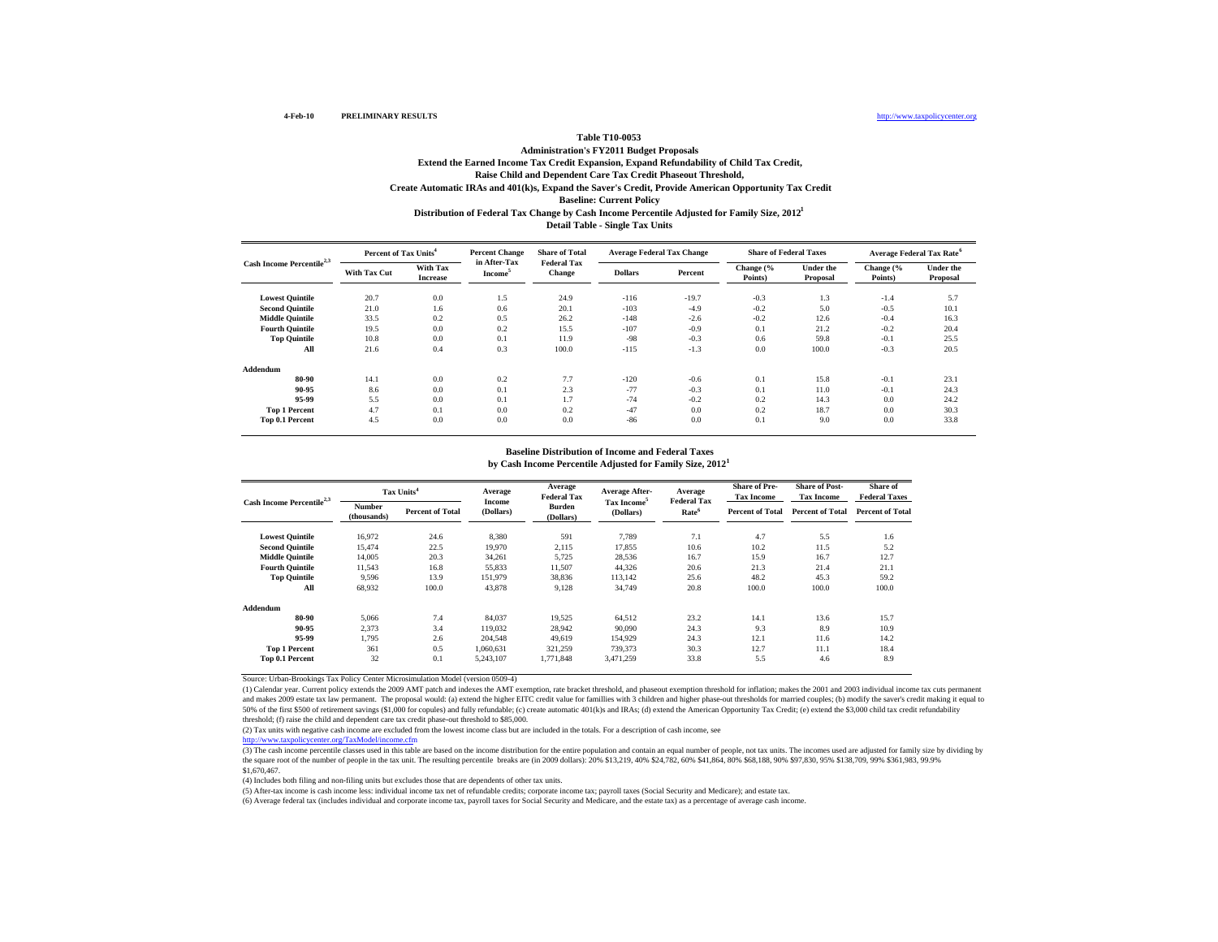4-Feb-10 **PRELIMINARY RESULTS** http://www.taxpolicycenter.org

**Table T10-0053**

**Administration's FY2011 Budget Proposals**

**Extend the Earned Income Tax Credit Expansion, Expand Refundability of Child Tax Credit,**

**Raise Child and Dependent Care Tax Credit Phaseout Threshold,**

**Create Automatic IRAs and 401(k)s, Expand the Saver's Credit, Provide American Opportunity Tax Credit**

**Baseline: Current Policy**

**Distribution of Federal Tax Change by Cash Income Percentile Adjusted for Family Size, 2012[1]**

**Detail Table - Single Tax Units**

| Cash Income Percentile[2,3] | Percent of Tax Units[4] | | Percent Change in After-Tax Income[5] | Share of Total Federal Tax Change | Average Federal Tax Change | | Share of Federal Taxes | | Average Federal Tax Rate[6] | |
|---|---|---|---|---|---|---|---|---|---|---|
| | With Tax Cut | With Tax Increase | | | Dollars | Percent | Change (% Points) | Under the Proposal | Change (% Points) | Under the Proposal |
| Lowest Quintile | 20.7 | 0.0 | 1.5 | 24.9 | -116 | -19.7 | -0.3 | 1.3 | -1.4 | 5.7 |
| Second Quintile | 21.0 | 1.6 | 0.6 | 20.1 | -103 | -4.9 | -0.2 | 5.0 | -0.5 | 10.1 |
| Middle Quintile | 33.5 | 0.2 | 0.5 | 26.2 | -148 | -2.6 | -0.2 | 12.6 | -0.4 | 16.3 |
| Fourth Quintile | 19.5 | 0.0 | 0.2 | 15.5 | -107 | -0.9 | 0.1 | 21.2 | -0.2 | 20.4 |
| Top Quintile | 10.8 | 0.0 | 0.1 | 11.9 | -98 | -0.3 | 0.6 | 59.8 | -0.1 | 25.5 |
| All | 21.6 | 0.4 | 0.3 | 100.0 | -115 | -1.3 | 0.0 | 100.0 | -0.3 | 20.5 |
| **Addendum** | | | | | | | | | | |
| 80-90 | 14.1 | 0.0 | 0.2 | 7.7 | -120 | -0.6 | 0.1 | 15.8 | -0.1 | 23.1 |
| 90-95 | 8.6 | 0.0 | 0.1 | 2.3 | -77 | -0.3 | 0.1 | 11.0 | -0.1 | 24.3 |
| 95-99 | 5.5 | 0.0 | 0.1 | 1.7 | -74 | -0.2 | 0.2 | 14.3 | 0.0 | 24.2 |
| Top 1 Percent | 4.7 | 0.1 | 0.0 | 0.2 | -47 | 0.0 | 0.2 | 18.7 | 0.0 | 30.3 |
| Top 0.1 Percent | 4.5 | 0.0 | 0.0 | 0.0 | -86 | 0.0 | 0.1 | 9.0 | 0.0 | 33.8 |

**Baseline Distribution of Income and Federal Taxes**

**by Cash Income Percentile Adjusted for Family Size, 2012[1]**

| Cash Income Percentile[2,3] | Tax Units[4] | | Average Income (Dollars) | Average Federal Tax Burden (Dollars) | Average After-Tax Income[5] (Dollars) | Average Federal Tax Rate[6] | Share of Pre-Tax Income | Share of Post-Tax Income | Share of Federal Taxes |
|---|---|---|---|---|---|---|---|---|---|
| | Number (thousands) | Percent of Total | | | | | Percent of Total | Percent of Total | Percent of Total |
| Lowest Quintile | 16,972 | 24.6 | 8,380 | 591 | 7,789 | 7.1 | 4.7 | 5.5 | 1.6 |
| Second Quintile | 15,474 | 22.5 | 19,970 | 2,115 | 17,855 | 10.6 | 10.2 | 11.5 | 5.2 |
| Middle Quintile | 14,005 | 20.3 | 34,261 | 5,725 | 28,536 | 16.7 | 15.9 | 16.7 | 12.7 |
| Fourth Quintile | 11,543 | 16.8 | 55,833 | 11,507 | 44,326 | 20.6 | 21.3 | 21.4 | 21.1 |
| Top Quintile | 9,596 | 13.9 | 151,979 | 38,836 | 113,142 | 25.6 | 48.2 | 45.3 | 59.2 |
| All | 68,932 | 100.0 | 43,878 | 9,128 | 34,749 | 20.8 | 100.0 | 100.0 | 100.0 |
| **Addendum** | | | | | | | | | |
| 80-90 | 5,066 | 7.4 | 84,037 | 19,525 | 64,512 | 23.2 | 14.1 | 13.6 | 15.7 |
| 90-95 | 2,373 | 3.4 | 119,032 | 28,942 | 90,090 | 24.3 | 9.3 | 8.9 | 10.9 |
| 95-99 | 1,795 | 2.6 | 204,548 | 49,619 | 154,929 | 24.3 | 12.1 | 11.6 | 14.2 |
| Top 1 Percent | 361 | 0.5 | 1,060,631 | 321,259 | 739,373 | 30.3 | 12.7 | 11.1 | 18.4 |
| Top 0.1 Percent | 32 | 0.1 | 5,243,107 | 1,771,848 | 3,471,259 | 33.8 | 5.5 | 4.6 | 8.9 |

Source: Urban-Brookings Tax Policy Center Microsimulation Model (version 0509-4)

(1) Calendar year. Current policy extends the 2009 AMT patch and indexes the AMT exemption, rate bracket threshold, and phaseout exemption threshold for inflation; makes the 2001 and 2003 individual income tax cuts permanent and makes 2009 estate tax law permanent. The proposal would: (a) extend the higher EITC credit value for famillies with 3 children and higher phase-out thresholds for married couples; (b) modify the saver's credit making it equal to 50% of the first $500 of retirement savings ($1,000 for copules) and fully refundable; (c) create automatic 401(k)s and IRAs; (d) extend the American Opportunity Tax Credit; (e) extend the $3,000 child tax credit refundability threshold; (f) raise the child and dependent care tax credit phase-out threshold to $85,000.

(2) Tax units with negative cash income are excluded from the lowest income class but are included in the totals. For a description of cash income, see http://www.taxpolicycenter.org/TaxModel/income.cfm

(3) The cash income percentile classes used in this table are based on the income distribution for the entire population and contain an equal number of people, not tax units. The incomes used are adjusted for family size by dividing by the square root of the number of people in the tax unit. The resulting percentile breaks are (in 2009 dollars): 20% $13,219, 40% $24,782, 60% $41,864, 80% $68,188, 90% $97,830, 95% $138,709, 99% $361,983, 99.9% $1,670,467.

(4) Includes both filing and non-filing units but excludes those that are dependents of other tax units.

(5) After-tax income is cash income less: individual income tax net of refundable credits; corporate income tax; payroll taxes (Social Security and Medicare); and estate tax.

(6) Average federal tax (includes individual and corporate income tax, payroll taxes for Social Security and Medicare, and the estate tax) as a percentage of average cash income.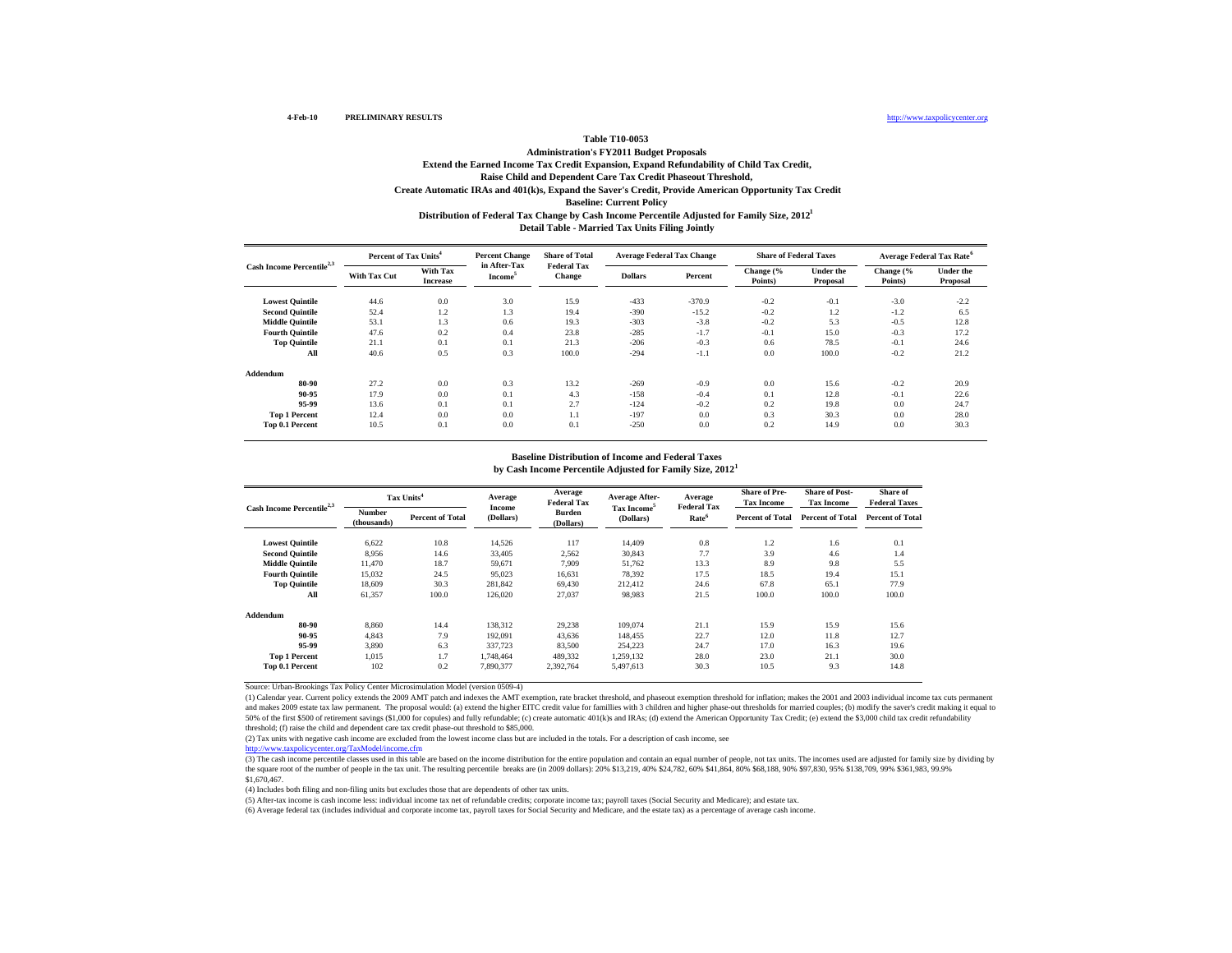4-Feb-10 **PRELIMINARY RESULTS** http://www.taxpolicycenter.org

**Table T10-0053**

**Administration's FY2011 Budget Proposals**

**Extend the Earned Income Tax Credit Expansion, Expand Refundability of Child Tax Credit,**

**Raise Child and Dependent Care Tax Credit Phaseout Threshold,**

**Create Automatic IRAs and 401(k)s, Expand the Saver's Credit, Provide American Opportunity Tax Credit**

**Baseline: Current Policy**

**Distribution of Federal Tax Change by Cash Income Percentile Adjusted for Family Size, 2012[1]**

**Detail Table - Married Tax Units Filing Jointly**

| Cash Income Percentile[2,3] | Percent of Tax Units[4] | | Percent Change in After-Tax Income[5] | Share of Total Federal Tax Change | Average Federal Tax Change | | Share of Federal Taxes | | Average Federal Tax Rate[6] | |
|---|---|---|---|---|---|---|---|---|---|---|
| | With Tax Cut | With Tax Increase | | | Dollars | Percent | Change (% Points) | Under the Proposal | Change (% Points) | Under the Proposal |
| Lowest Quintile | 44.6 | 0.0 | 3.0 | 15.9 | -433 | -370.9 | -0.2 | -0.1 | -3.0 | -2.2 |
| Second Quintile | 52.4 | 1.2 | 1.3 | 19.4 | -390 | -15.2 | -0.2 | 1.2 | -1.2 | 6.5 |
| Middle Quintile | 53.1 | 1.3 | 0.6 | 19.3 | -303 | -3.8 | -0.2 | 5.3 | -0.5 | 12.8 |
| Fourth Quintile | 47.6 | 0.2 | 0.4 | 23.8 | -285 | -1.7 | -0.1 | 15.0 | -0.3 | 17.2 |
| Top Quintile | 21.1 | 0.1 | 0.1 | 21.3 | -206 | -0.3 | 0.6 | 78.5 | -0.1 | 24.6 |
| All | 40.6 | 0.5 | 0.3 | 100.0 | -294 | -1.1 | 0.0 | 100.0 | -0.2 | 21.2 |
| **Addendum** | | | | | | | | | | |
| 80-90 | 27.2 | 0.0 | 0.3 | 13.2 | -269 | -0.9 | 0.0 | 15.6 | -0.2 | 20.9 |
| 90-95 | 17.9 | 0.0 | 0.1 | 4.3 | -158 | -0.4 | 0.1 | 12.8 | -0.1 | 22.6 |
| 95-99 | 13.6 | 0.1 | 0.1 | 2.7 | -124 | -0.2 | 0.2 | 19.8 | 0.0 | 24.7 |
| Top 1 Percent | 12.4 | 0.0 | 0.0 | 1.1 | -197 | 0.0 | 0.3 | 30.3 | 0.0 | 28.0 |
| Top 0.1 Percent | 10.5 | 0.1 | 0.0 | 0.1 | -250 | 0.0 | 0.2 | 14.9 | 0.0 | 30.3 |

**Baseline Distribution of Income and Federal Taxes**

**by Cash Income Percentile Adjusted for Family Size, 2012[1]**

| Cash Income Percentile[2,3] | Tax Units[4] | | Average Income (Dollars) | Average Federal Tax Burden (Dollars) | Average After-Tax Income[5] (Dollars) | Average Federal Tax Rate[6] | Share of Pre-Tax Income | Share of Post-Tax Income | Share of Federal Taxes |
|---|---|---|---|---|---|---|---|---|---|
| | Number (thousands) | Percent of Total | | | | | Percent of Total | Percent of Total | Percent of Total |
| Lowest Quintile | 6,622 | 10.8 | 14,526 | 117 | 14,409 | 0.8 | 1.2 | 1.6 | 0.1 |
| Second Quintile | 8,956 | 14.6 | 33,405 | 2,562 | 30,843 | 7.7 | 3.9 | 4.6 | 1.4 |
| Middle Quintile | 11,470 | 18.7 | 59,671 | 7,909 | 51,762 | 13.3 | 8.9 | 9.8 | 5.5 |
| Fourth Quintile | 15,032 | 24.5 | 95,023 | 16,631 | 78,392 | 17.5 | 18.5 | 19.4 | 15.1 |
| Top Quintile | 18,609 | 30.3 | 281,842 | 69,430 | 212,412 | 24.6 | 67.8 | 65.1 | 77.9 |
| All | 61,357 | 100.0 | 126,020 | 27,037 | 98,983 | 21.5 | 100.0 | 100.0 | 100.0 |
| **Addendum** | | | | | | | | | |
| 80-90 | 8,860 | 14.4 | 138,312 | 29,238 | 109,074 | 21.1 | 15.9 | 15.9 | 15.6 |
| 90-95 | 4,843 | 7.9 | 192,091 | 43,636 | 148,455 | 22.7 | 12.0 | 11.8 | 12.7 |
| 95-99 | 3,890 | 6.3 | 337,723 | 83,500 | 254,223 | 24.7 | 17.0 | 16.3 | 19.6 |
| Top 1 Percent | 1,015 | 1.7 | 1,748,464 | 489,332 | 1,259,132 | 28.0 | 23.0 | 21.1 | 30.0 |
| Top 0.1 Percent | 102 | 0.2 | 7,890,377 | 2,392,764 | 5,497,613 | 30.3 | 10.5 | 9.3 | 14.8 |

Source: Urban-Brookings Tax Policy Center Microsimulation Model (version 0509-4)

(1) Calendar year. Current policy extends the 2009 AMT patch and indexes the AMT exemption, rate bracket threshold, and phaseout exemption threshold for inflation; makes the 2001 and 2003 individual income tax cuts permanent and makes 2009 estate tax law permanent. The proposal would: (a) extend the higher EITC credit value for famillies with 3 children and higher phase-out thresholds for married couples; (b) modify the saver's credit making it equal to 50% of the first $500 of retirement savings ($1,000 for copules) and fully refundable; (c) create automatic 401(k)s and IRAs; (d) extend the American Opportunity Tax Credit; (e) extend the $3,000 child tax credit refundability threshold; (f) raise the child and dependent care tax credit phase-out threshold to $85,000.

(2) Tax units with negative cash income are excluded from the lowest income class but are included in the totals. For a description of cash income, see http://www.taxpolicycenter.org/TaxModel/income.cfm

(3) The cash income percentile classes used in this table are based on the income distribution for the entire population and contain an equal number of people, not tax units. The incomes used are adjusted for family size by dividing by the square root of the number of people in the tax unit. The resulting percentile breaks are (in 2009 dollars): 20% $13,219, 40% $24,782, 60% $41,864, 80% $68,188, 90% $97,830, 95% $138,709, 99% $361,983, 99.9% $1,670,467.

(4) Includes both filing and non-filing units but excludes those that are dependents of other tax units.

(5) After-tax income is cash income less: individual income tax net of refundable credits; corporate income tax; payroll taxes (Social Security and Medicare); and estate tax.

(6) Average federal tax (includes individual and corporate income tax, payroll taxes for Social Security and Medicare, and the estate tax) as a percentage of average cash income.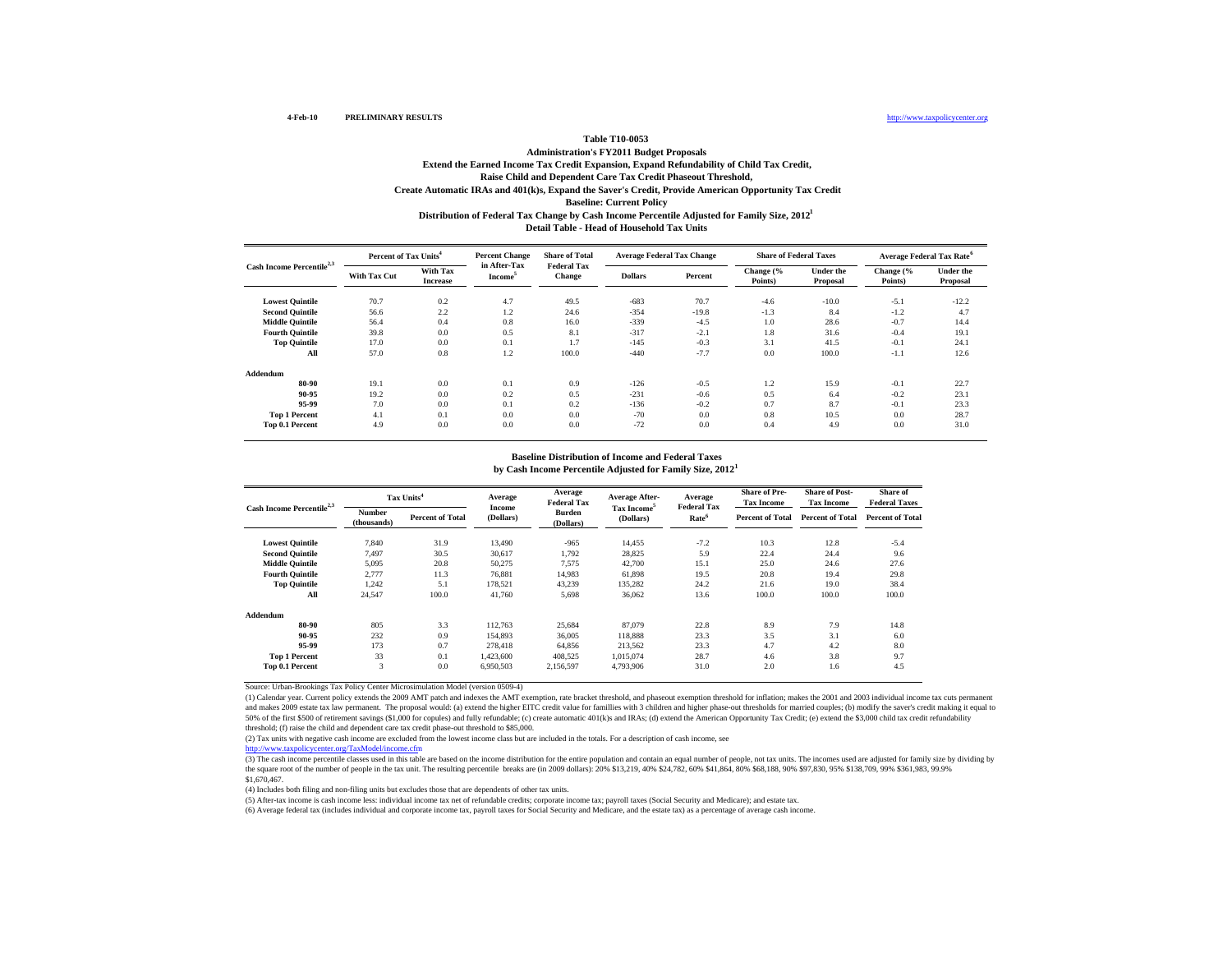4-Feb-10 **PRELIMINARY RESULTS** http://www.taxpolicycenter.org

**Table T10-0053**

**Administration's FY2011 Budget Proposals**

**Extend the Earned Income Tax Credit Expansion, Expand Refundability of Child Tax Credit,**

**Raise Child and Dependent Care Tax Credit Phaseout Threshold,**

**Create Automatic IRAs and 401(k)s, Expand the Saver's Credit, Provide American Opportunity Tax Credit**

**Baseline: Current Policy**

**Distribution of Federal Tax Change by Cash Income Percentile Adjusted for Family Size, 2012[1]**

**Detail Table - Head of Household Tax Units**

| Cash Income Percentile[2,3] | Percent of Tax Units[4] | | Percent Change in After-Tax Income[5] | Share of Total Federal Tax Change | Average Federal Tax Change | | Share of Federal Taxes | | Average Federal Tax Rate[6] | |
|---|---|---|---|---|---|---|---|---|---|---|
| | With Tax Cut | With Tax Increase | | | Dollars | Percent | Change (% Points) | Under the Proposal | Change (% Points) | Under the Proposal |
| Lowest Quintile | 70.7 | 0.2 | 4.7 | 49.5 | -683 | 70.7 | -4.6 | -10.0 | -5.1 | -12.2 |
| Second Quintile | 56.6 | 2.2 | 1.2 | 24.6 | -354 | -19.8 | -1.3 | 8.4 | -1.2 | 4.7 |
| Middle Quintile | 56.4 | 0.4 | 0.8 | 16.0 | -339 | -4.5 | 1.0 | 28.6 | -0.7 | 14.4 |
| Fourth Quintile | 39.8 | 0.0 | 0.5 | 8.1 | -317 | -2.1 | 1.8 | 31.6 | -0.4 | 19.1 |
| Top Quintile | 17.0 | 0.0 | 0.1 | 1.7 | -145 | -0.3 | 3.1 | 41.5 | -0.1 | 24.1 |
| All | 57.0 | 0.8 | 1.2 | 100.0 | -440 | -7.7 | 0.0 | 100.0 | -1.1 | 12.6 |
| **Addendum** | | | | | | | | | | |
| 80-90 | 19.1 | 0.0 | 0.1 | 0.9 | -126 | -0.5 | 1.2 | 15.9 | -0.1 | 22.7 |
| 90-95 | 19.2 | 0.0 | 0.2 | 0.5 | -231 | -0.6 | 0.5 | 6.4 | -0.2 | 23.1 |
| 95-99 | 7.0 | 0.0 | 0.1 | 0.2 | -136 | -0.2 | 0.7 | 8.7 | -0.1 | 23.3 |
| Top 1 Percent | 4.1 | 0.1 | 0.0 | 0.0 | -70 | 0.0 | 0.8 | 10.5 | 0.0 | 28.7 |
| Top 0.1 Percent | 4.9 | 0.0 | 0.0 | 0.0 | -72 | 0.0 | 0.4 | 4.9 | 0.0 | 31.0 |

**Baseline Distribution of Income and Federal Taxes**

**by Cash Income Percentile Adjusted for Family Size, 2012[1]**

| Cash Income Percentile[2,3] | Tax Units[4] | | Average Income (Dollars) | Average Federal Tax Burden (Dollars) | Average After-Tax Income[5] (Dollars) | Average Federal Tax Rate[6] | Share of Pre-Tax Income | Share of Post-Tax Income | Share of Federal Taxes |
|---|---|---|---|---|---|---|---|---|---|
| | Number (thousands) | Percent of Total | | | | | Percent of Total | Percent of Total | Percent of Total |
| Lowest Quintile | 7,840 | 31.9 | 13,490 | -965 | 14,455 | -7.2 | 10.3 | 12.8 | -5.4 |
| Second Quintile | 7,497 | 30.5 | 30,617 | 1,792 | 28,825 | 5.9 | 22.4 | 24.4 | 9.6 |
| Middle Quintile | 5,095 | 20.8 | 50,275 | 7,575 | 42,700 | 15.1 | 25.0 | 24.6 | 27.6 |
| Fourth Quintile | 2,777 | 11.3 | 76,881 | 14,983 | 61,898 | 19.5 | 20.8 | 19.4 | 29.8 |
| Top Quintile | 1,242 | 5.1 | 178,521 | 43,239 | 135,282 | 24.2 | 21.6 | 19.0 | 38.4 |
| All | 24,547 | 100.0 | 41,760 | 5,698 | 36,062 | 13.6 | 100.0 | 100.0 | 100.0 |
| **Addendum** | | | | | | | | | |
| 80-90 | 805 | 3.3 | 112,763 | 25,684 | 87,079 | 22.8 | 8.9 | 7.9 | 14.8 |
| 90-95 | 232 | 0.9 | 154,893 | 36,005 | 118,888 | 23.3 | 3.5 | 3.1 | 6.0 |
| 95-99 | 173 | 0.7 | 278,418 | 64,856 | 213,562 | 23.3 | 4.7 | 4.2 | 8.0 |
| Top 1 Percent | 33 | 0.1 | 1,423,600 | 408,525 | 1,015,074 | 28.7 | 4.6 | 3.8 | 9.7 |
| Top 0.1 Percent | 3 | 0.0 | 6,950,503 | 2,156,597 | 4,793,906 | 31.0 | 2.0 | 1.6 | 4.5 |

Source: Urban-Brookings Tax Policy Center Microsimulation Model (version 0509-4)

(1) Calendar year. Current policy extends the 2009 AMT patch and indexes the AMT exemption, rate bracket threshold, and phaseout exemption threshold for inflation; makes the 2001 and 2003 individual income tax cuts permanent and makes 2009 estate tax law permanent. The proposal would: (a) extend the higher EITC credit value for famillies with 3 children and higher phase-out thresholds for married couples; (b) modify the saver's credit making it equal to 50% of the first $500 of retirement savings ($1,000 for copules) and fully refundable; (c) create automatic 401(k)s and IRAs; (d) extend the American Opportunity Tax Credit; (e) extend the $3,000 child tax credit refundability threshold; (f) raise the child and dependent care tax credit phase-out threshold to $85,000.

(2) Tax units with negative cash income are excluded from the lowest income class but are included in the totals. For a description of cash income, see http://www.taxpolicycenter.org/TaxModel/income.cfm

(3) The cash income percentile classes used in this table are based on the income distribution for the entire population and contain an equal number of people, not tax units. The incomes used are adjusted for family size by dividing by the square root of the number of people in the tax unit. The resulting percentile breaks are (in 2009 dollars): 20% $13,219, 40% $24,782, 60% $41,864, 80% $68,188, 90% $97,830, 95% $138,709, 99% $361,983, 99.9% $1,670,467.

(4) Includes both filing and non-filing units but excludes those that are dependents of other tax units.

(5) After-tax income is cash income less: individual income tax net of refundable credits; corporate income tax; payroll taxes (Social Security and Medicare); and estate tax.

(6) Average federal tax (includes individual and corporate income tax, payroll taxes for Social Security and Medicare, and the estate tax) as a percentage of average cash income.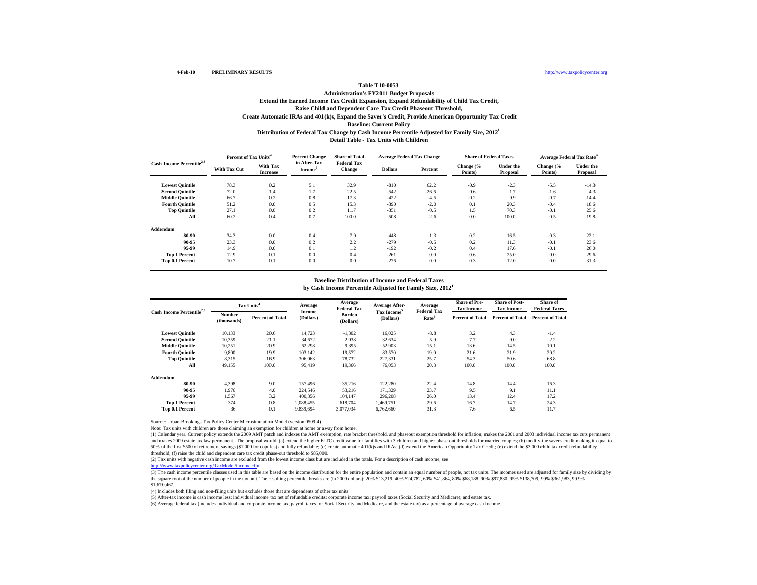4-Feb-10 **PRELIMINARY RESULTS** http://www.taxpolicycenter.org

**Table T10-0053**

**Administration's FY2011 Budget Proposals**

**Extend the Earned Income Tax Credit Expansion, Expand Refundability of Child Tax Credit,**

**Raise Child and Dependent Care Tax Credit Phaseout Threshold,**

**Create Automatic IRAs and 401(k)s, Expand the Saver's Credit, Provide American Opportunity Tax Credit**

**Baseline: Current Policy**

**Distribution of Federal Tax Change by Cash Income Percentile Adjusted for Family Size, 2012[1]**

**Detail Table - Tax Units with Children**

| Cash Income Percentile[2,3] | Percent of Tax Units[4] | | Percent Change in After-Tax Income[5] | Share of Total Federal Tax Change | Average Federal Tax Change | | Share of Federal Taxes | | Average Federal Tax Rate[6] | |
|---|---|---|---|---|---|---|---|---|---|---|
| | With Tax Cut | With Tax Increase | | | Dollars | Percent | Change (% Points) | Under the Proposal | Change (% Points) | Under the Proposal |
| Lowest Quintile | 78.3 | 0.2 | 5.1 | 32.9 | -810 | 62.2 | -0.9 | -2.3 | -5.5 | -14.3 |
| Second Quintile | 72.0 | 1.4 | 1.7 | 22.5 | -542 | -26.6 | -0.6 | 1.7 | -1.6 | 4.3 |
| Middle Quintile | 66.7 | 0.2 | 0.8 | 17.3 | -422 | -4.5 | -0.2 | 9.9 | -0.7 | 14.4 |
| Fourth Quintile | 51.2 | 0.0 | 0.5 | 15.3 | -390 | -2.0 | 0.1 | 20.3 | -0.4 | 18.6 |
| Top Quintile | 27.1 | 0.0 | 0.2 | 11.7 | -351 | -0.5 | 1.5 | 70.3 | -0.1 | 25.6 |
| All | 60.2 | 0.4 | 0.7 | 100.0 | -508 | -2.6 | 0.0 | 100.0 | -0.5 | 19.8 |
| **Addendum** | | | | | | | | | | |
| 80-90 | 34.3 | 0.0 | 0.4 | 7.9 | -448 | -1.3 | 0.2 | 16.5 | -0.3 | 22.1 |
| 90-95 | 23.3 | 0.0 | 0.2 | 2.2 | -279 | -0.5 | 0.2 | 11.3 | -0.1 | 23.6 |
| 95-99 | 14.9 | 0.0 | 0.1 | 1.2 | -192 | -0.2 | 0.4 | 17.6 | -0.1 | 26.0 |
| Top 1 Percent | 12.9 | 0.1 | 0.0 | 0.4 | -261 | 0.0 | 0.6 | 25.0 | 0.0 | 29.6 |
| Top 0.1 Percent | 10.7 | 0.1 | 0.0 | 0.0 | -276 | 0.0 | 0.3 | 12.0 | 0.0 | 31.3 |

**Baseline Distribution of Income and Federal Taxes**

**by Cash Income Percentile Adjusted for Family Size, 2012[1]**

| Cash Income Percentile[2,3] | Tax Units[4] | | Average Income (Dollars) | Average Federal Tax Burden (Dollars) | Average After-Tax Income[5] (Dollars) | Average Federal Tax Rate[6] | Share of Pre-Tax Income | Share of Post-Tax Income | Share of Federal Taxes |
|---|---|---|---|---|---|---|---|---|---|
| | Number (thousands) | Percent of Total | | | | | Percent of Total | Percent of Total | Percent of Total |
| Lowest Quintile | 10,133 | 20.6 | 14,723 | -1,302 | 16,025 | -8.8 | 3.2 | 4.3 | -1.4 |
| Second Quintile | 10,359 | 21.1 | 34,672 | 2,038 | 32,634 | 5.9 | 7.7 | 9.0 | 2.2 |
| Middle Quintile | 10,251 | 20.9 | 62,298 | 9,395 | 52,903 | 15.1 | 13.6 | 14.5 | 10.1 |
| Fourth Quintile | 9,800 | 19.9 | 103,142 | 19,572 | 83,570 | 19.0 | 21.6 | 21.9 | 20.2 |
| Top Quintile | 8,315 | 16.9 | 306,063 | 78,732 | 227,331 | 25.7 | 54.3 | 50.6 | 68.8 |
| All | 49,155 | 100.0 | 95,419 | 19,366 | 76,053 | 20.3 | 100.0 | 100.0 | 100.0 |
| **Addendum** | | | | | | | | | |
| 80-90 | 4,398 | 9.0 | 157,496 | 35,216 | 122,280 | 22.4 | 14.8 | 14.4 | 16.3 |
| 90-95 | 1,976 | 4.0 | 224,546 | 53,216 | 171,329 | 23.7 | 9.5 | 9.1 | 11.1 |
| 95-99 | 1,567 | 3.2 | 400,356 | 104,147 | 296,208 | 26.0 | 13.4 | 12.4 | 17.2 |
| Top 1 Percent | 374 | 0.8 | 2,088,455 | 618,704 | 1,469,751 | 29.6 | 16.7 | 14.7 | 24.3 |
| Top 0.1 Percent | 36 | 0.1 | 9,839,694 | 3,077,034 | 6,762,660 | 31.3 | 7.6 | 6.5 | 11.7 |

Source: Urban-Brookings Tax Policy Center Microsimulation Model (version 0509-4)

Note: Tax units with children are those claiming an exemption for children at home or away from home.

(1) Calendar year. Current policy extends the 2009 AMT patch and indexes the AMT exemption, rate bracket threshold, and phaseout exemption threshold for inflation; makes the 2001 and 2003 individual income tax cuts permanent and makes 2009 estate tax law permanent. The proposal would: (a) extend the higher EITC credit value for famillies with 3 children and higher phase-out thresholds for married couples; (b) modify the saver's credit making it equal to 50% of the first $500 of retirement savings ($1,000 for copules) and fully refundable; (c) create automatic 401(k)s and IRAs; (d) extend the American Opportunity Tax Credit; (e) extend the $3,000 child tax credit refundability threshold; (f) raise the child and dependent care tax credit phase-out threshold to $85,000.

(2) Tax units with negative cash income are excluded from the lowest income class but are included in the totals. For a description of cash income, see http://www.taxpolicycenter.org/TaxModel/income.cfm

(3) The cash income percentile classes used in this table are based on the income distribution for the entire population and contain an equal number of people, not tax units. The incomes used are adjusted for family size by dividing by the square root of the number of people in the tax unit. The resulting percentile breaks are (in 2009 dollars): 20% $13,219, 40% $24,782, 60% $41,864, 80% $68,188, 90% $97,830, 95% $138,709, 99% $361,983, 99.9% $1,670,467.

(4) Includes both filing and non-filing units but excludes those that are dependents of other tax units.

(5) After-tax income is cash income less: individual income tax net of refundable credits; corporate income tax; payroll taxes (Social Security and Medicare); and estate tax.

(6) Average federal tax (includes individual and corporate income tax, payroll taxes for Social Security and Medicare, and the estate tax) as a percentage of average cash income.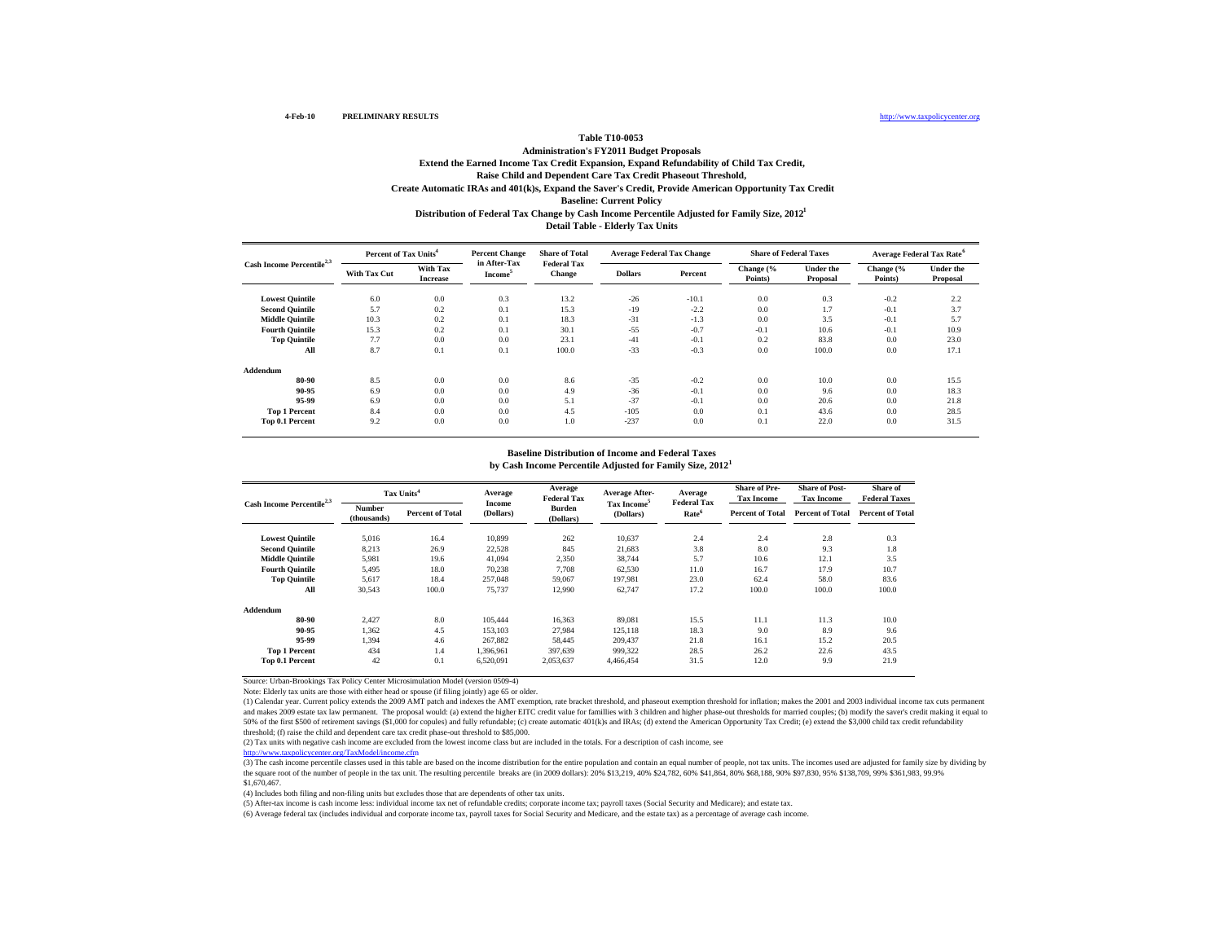4-Feb-10 **PRELIMINARY RESULTS** http://www.taxpolicycenter.org

**Table T10-0053**

**Administration's FY2011 Budget Proposals**

**Extend the Earned Income Tax Credit Expansion, Expand Refundability of Child Tax Credit,**

**Raise Child and Dependent Care Tax Credit Phaseout Threshold,**

**Create Automatic IRAs and 401(k)s, Expand the Saver's Credit, Provide American Opportunity Tax Credit**

**Baseline: Current Policy**

**Distribution of Federal Tax Change by Cash Income Percentile Adjusted for Family Size, 2012[1]**

**Detail Table - Elderly Tax Units**

| Cash Income Percentile[2,3] | Percent of Tax Units[4] | | Percent Change in After-Tax Income[5] | Share of Total Federal Tax Change | Average Federal Tax Change | | Share of Federal Taxes | | Average Federal Tax Rate[6] | |
|---|---|---|---|---|---|---|---|---|---|---|
| | With Tax Cut | With Tax Increase | | | Dollars | Percent | Change (% Points) | Under the Proposal | Change (% Points) | Under the Proposal |
| Lowest Quintile | 6.0 | 0.0 | 0.3 | 13.2 | -26 | -10.1 | 0.0 | 0.3 | -0.2 | 2.2 |
| Second Quintile | 5.7 | 0.2 | 0.1 | 15.3 | -19 | -2.2 | 0.0 | 1.7 | -0.1 | 3.7 |
| Middle Quintile | 10.3 | 0.2 | 0.1 | 18.3 | -31 | -1.3 | 0.0 | 3.5 | -0.1 | 5.7 |
| Fourth Quintile | 15.3 | 0.2 | 0.1 | 30.1 | -55 | -0.7 | -0.1 | 10.6 | -0.1 | 10.9 |
| Top Quintile | 7.7 | 0.0 | 0.0 | 23.1 | -41 | -0.1 | 0.2 | 83.8 | 0.0 | 23.0 |
| All | 8.7 | 0.1 | 0.1 | 100.0 | -33 | -0.3 | 0.0 | 100.0 | 0.0 | 17.1 |
| **Addendum** | | | | | | | | | | |
| 80-90 | 8.5 | 0.0 | 0.0 | 8.6 | -35 | -0.2 | 0.0 | 10.0 | 0.0 | 15.5 |
| 90-95 | 6.9 | 0.0 | 0.0 | 4.9 | -36 | -0.1 | 0.0 | 9.6 | 0.0 | 18.3 |
| 95-99 | 6.9 | 0.0 | 0.0 | 5.1 | -37 | -0.1 | 0.0 | 20.6 | 0.0 | 21.8 |
| Top 1 Percent | 8.4 | 0.0 | 0.0 | 4.5 | -105 | 0.0 | 0.1 | 43.6 | 0.0 | 28.5 |
| Top 0.1 Percent | 9.2 | 0.0 | 0.0 | 1.0 | -237 | 0.0 | 0.1 | 22.0 | 0.0 | 31.5 |

**Baseline Distribution of Income and Federal Taxes**

**by Cash Income Percentile Adjusted for Family Size, 2012[1]**

| Cash Income Percentile[2,3] | Tax Units[4] | | Average Income (Dollars) | Average Federal Tax Burden (Dollars) | Average After-Tax Income[5] (Dollars) | Average Federal Tax Rate[6] | Share of Pre-Tax Income | Share of Post-Tax Income | Share of Federal Taxes |
|---|---|---|---|---|---|---|---|---|---|
| | Number (thousands) | Percent of Total | | | | | Percent of Total | Percent of Total | Percent of Total |
| Lowest Quintile | 5,016 | 16.4 | 10,899 | 262 | 10,637 | 2.4 | 2.4 | 2.8 | 0.3 |
| Second Quintile | 8,213 | 26.9 | 22,528 | 845 | 21,683 | 3.8 | 8.0 | 9.3 | 1.8 |
| Middle Quintile | 5,981 | 19.6 | 41,094 | 2,350 | 38,744 | 5.7 | 10.6 | 12.1 | 3.5 |
| Fourth Quintile | 5,495 | 18.0 | 70,238 | 7,708 | 62,530 | 11.0 | 16.7 | 17.9 | 10.7 |
| Top Quintile | 5,617 | 18.4 | 257,048 | 59,067 | 197,981 | 23.0 | 62.4 | 58.0 | 83.6 |
| All | 30,543 | 100.0 | 75,737 | 12,990 | 62,747 | 17.2 | 100.0 | 100.0 | 100.0 |
| **Addendum** | | | | | | | | | |
| 80-90 | 2,427 | 8.0 | 105,444 | 16,363 | 89,081 | 15.5 | 11.1 | 11.3 | 10.0 |
| 90-95 | 1,362 | 4.5 | 153,103 | 27,984 | 125,118 | 18.3 | 9.0 | 8.9 | 9.6 |
| 95-99 | 1,394 | 4.6 | 267,882 | 58,445 | 209,437 | 21.8 | 16.1 | 15.2 | 20.5 |
| Top 1 Percent | 434 | 1.4 | 1,396,961 | 397,639 | 999,322 | 28.5 | 26.2 | 22.6 | 43.5 |
| Top 0.1 Percent | 42 | 0.1 | 6,520,091 | 2,053,637 | 4,466,454 | 31.5 | 12.0 | 9.9 | 21.9 |

Source: Urban-Brookings Tax Policy Center Microsimulation Model (version 0509-4)

Note: Elderly tax units are those with either head or spouse (if filing jointly) age 65 or older.

(1) Calendar year. Current policy extends the 2009 AMT patch and indexes the AMT exemption, rate bracket threshold, and phaseout exemption threshold for inflation; makes the 2001 and 2003 individual income tax cuts permanent and makes 2009 estate tax law permanent. The proposal would: (a) extend the higher EITC credit value for famillies with 3 children and higher phase-out thresholds for married couples; (b) modify the saver's credit making it equal to 50% of the first $500 of retirement savings ($1,000 for copules) and fully refundable; (c) create automatic 401(k)s and IRAs; (d) extend the American Opportunity Tax Credit; (e) extend the $3,000 child tax credit refundability threshold; (f) raise the child and dependent care tax credit phase-out threshold to $85,000.

(2) Tax units with negative cash income are excluded from the lowest income class but are included in the totals. For a description of cash income, see http://www.taxpolicycenter.org/TaxModel/income.cfm

(3) The cash income percentile classes used in this table are based on the income distribution for the entire population and contain an equal number of people, not tax units. The incomes used are adjusted for family size by dividing by the square root of the number of people in the tax unit. The resulting percentile breaks are (in 2009 dollars): 20% $13,219, 40% $24,782, 60% $41,864, 80% $68,188, 90% $97,830, 95% $138,709, 99% $361,983, 99.9% $1,670,467.

(4) Includes both filing and non-filing units but excludes those that are dependents of other tax units.

(5) After-tax income is cash income less: individual income tax net of refundable credits; corporate income tax; payroll taxes (Social Security and Medicare); and estate tax.

(6) Average federal tax (includes individual and corporate income tax, payroll taxes for Social Security and Medicare, and the estate tax) as a percentage of average cash income.